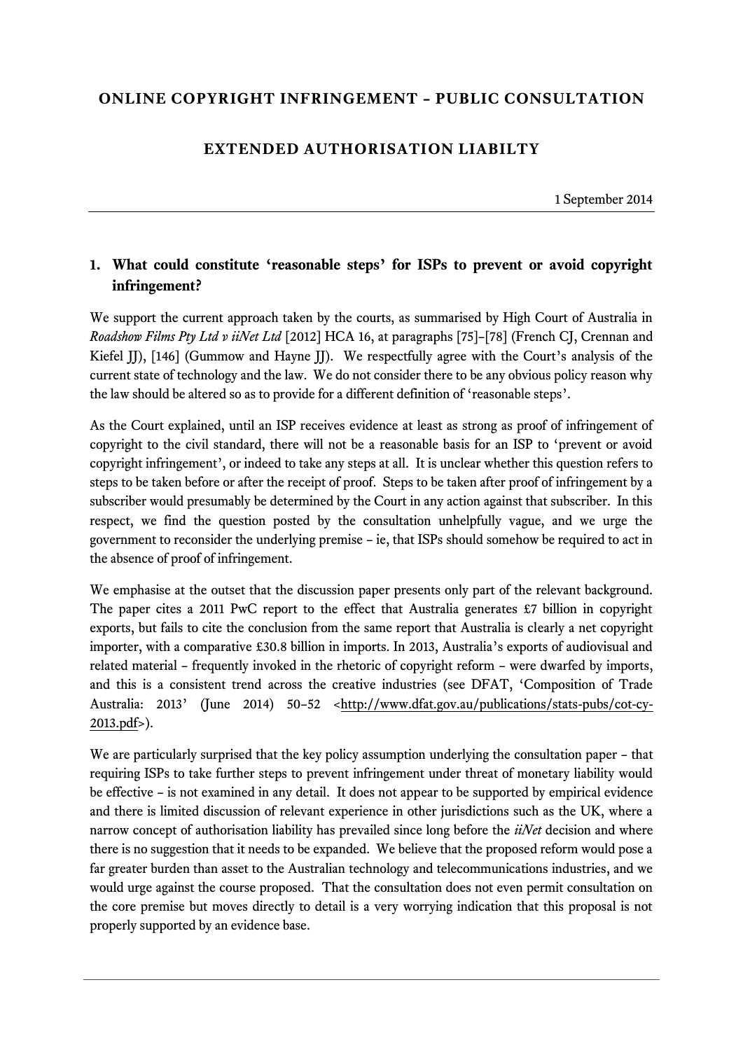# ONLINE COPYRIGHT INFRINGEMENT – PUBLIC CONSULTATION

## EXTENDED AUTHORISATION LIABILTY

1 September 2014

---

### 1. What could constitute 'reasonable steps' for ISPs to prevent or avoid copyright infringement?

We support the current approach taken by the courts, as summarised by High Court of Australia in *Roadshow Films Pty Ltd v iiNet Ltd* [2012] HCA 16, at paragraphs [75]–[78] (French CJ, Crennan and Kiefel JJ), [146] (Gummow and Hayne JJ). We respectfully agree with the Court's analysis of the current state of technology and the law. We do not consider there to be any obvious policy reason why the law should be altered so as to provide for a different definition of 'reasonable steps'.

As the Court explained, until an ISP receives evidence at least as strong as proof of infringement of copyright to the civil standard, there will not be a reasonable basis for an ISP to 'prevent or avoid copyright infringement', or indeed to take any steps at all. It is unclear whether this question refers to steps to be taken before or after the receipt of proof. Steps to be taken after proof of infringement by a subscriber would presumably be determined by the Court in any action against that subscriber. In this respect, we find the question posted by the consultation unhelpfully vague, and we urge the government to reconsider the underlying premise – ie, that ISPs should somehow be required to act in the absence of proof of infringement.

We emphasise at the outset that the discussion paper presents only part of the relevant background. The paper cites a 2011 PwC report to the effect that Australia generates £7 billion in copyright exports, but fails to cite the conclusion from the same report that Australia is clearly a net copyright importer, with a comparative £30.8 billion in imports. In 2013, Australia's exports of audiovisual and related material – frequently invoked in the rhetoric of copyright reform – were dwarfed by imports, and this is a consistent trend across the creative industries (see DFAT, 'Composition of Trade Australia: 2013' (June 2014) 50–52 <http://www.dfat.gov.au/publications/stats-pubs/cot-cy-2013.pdf>).

We are particularly surprised that the key policy assumption underlying the consultation paper – that requiring ISPs to take further steps to prevent infringement under threat of monetary liability would be effective – is not examined in any detail. It does not appear to be supported by empirical evidence and there is limited discussion of relevant experience in other jurisdictions such as the UK, where a narrow concept of authorisation liability has prevailed since long before the *iiNet* decision and where there is no suggestion that it needs to be expanded. We believe that the proposed reform would pose a far greater burden than asset to the Australian technology and telecommunications industries, and we would urge against the course proposed. That the consultation does not even permit consultation on the core premise but moves directly to detail is a very worrying indication that this proposal is not properly supported by an evidence base.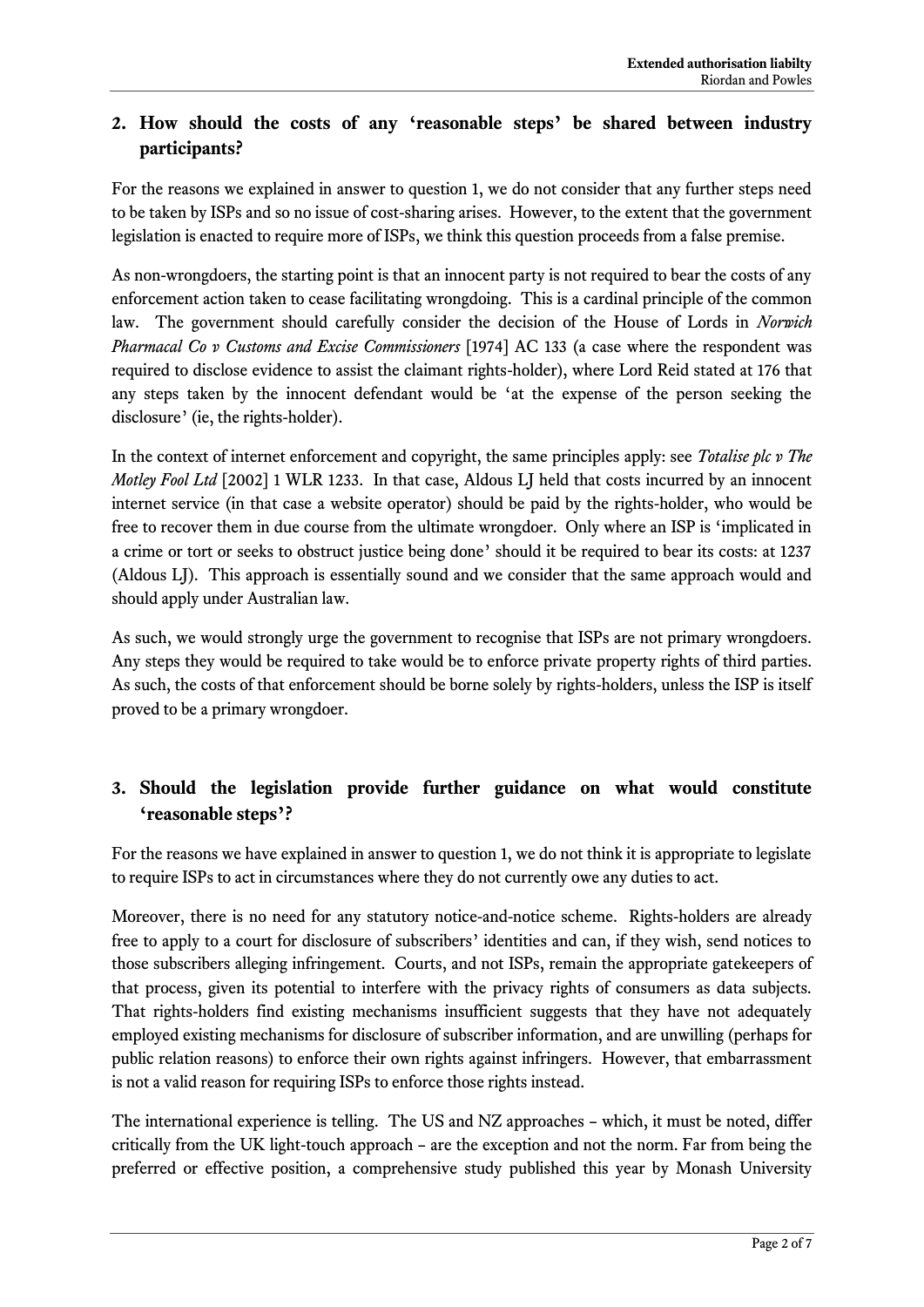## 2. How should the costs of any 'reasonable steps' be shared between industry participants?

For the reasons we explained in answer to question 1, we do not consider that any further steps need to be taken by ISPs and so no issue of cost-sharing arises. However, to the extent that the government legislation is enacted to require more of ISPs, we think this question proceeds from a false premise.

As non-wrongdoers, the starting point is that an innocent party is not required to bear the costs of any enforcement action taken to cease facilitating wrongdoing. This is a cardinal principle of the common law. The government should carefully consider the decision of the House of Lords in *Norwich Pharmacal Co v Customs and Excise Commissioners* [1974] AC 133 (a case where the respondent was required to disclose evidence to assist the claimant rights-holder), where Lord Reid stated at 176 that any steps taken by the innocent defendant would be 'at the expense of the person seeking the disclosure' (ie, the rights-holder).

In the context of internet enforcement and copyright, the same principles apply: see *Totalise plc v The Motley Fool Ltd* [2002] 1 WLR 1233. In that case, Aldous LJ held that costs incurred by an innocent internet service (in that case a website operator) should be paid by the rights-holder, who would be free to recover them in due course from the ultimate wrongdoer. Only where an ISP is 'implicated in a crime or tort or seeks to obstruct justice being done' should it be required to bear its costs: at 1237 (Aldous LJ). This approach is essentially sound and we consider that the same approach would and should apply under Australian law.

As such, we would strongly urge the government to recognise that ISPs are not primary wrongdoers. Any steps they would be required to take would be to enforce private property rights of third parties. As such, the costs of that enforcement should be borne solely by rights-holders, unless the ISP is itself proved to be a primary wrongdoer.

## 3. Should the legislation provide further guidance on what would constitute 'reasonable steps'?

For the reasons we have explained in answer to question 1, we do not think it is appropriate to legislate to require ISPs to act in circumstances where they do not currently owe any duties to act.

Moreover, there is no need for any statutory notice-and-notice scheme. Rights-holders are already free to apply to a court for disclosure of subscribers' identities and can, if they wish, send notices to those subscribers alleging infringement. Courts, and not ISPs, remain the appropriate gatekeepers of that process, given its potential to interfere with the privacy rights of consumers as data subjects. That rights-holders find existing mechanisms insufficient suggests that they have not adequately employed existing mechanisms for disclosure of subscriber information, and are unwilling (perhaps for public relation reasons) to enforce their own rights against infringers. However, that embarrassment is not a valid reason for requiring ISPs to enforce those rights instead.

The international experience is telling. The US and NZ approaches – which, it must be noted, differ critically from the UK light-touch approach – are the exception and not the norm. Far from being the preferred or effective position, a comprehensive study published this year by Monash University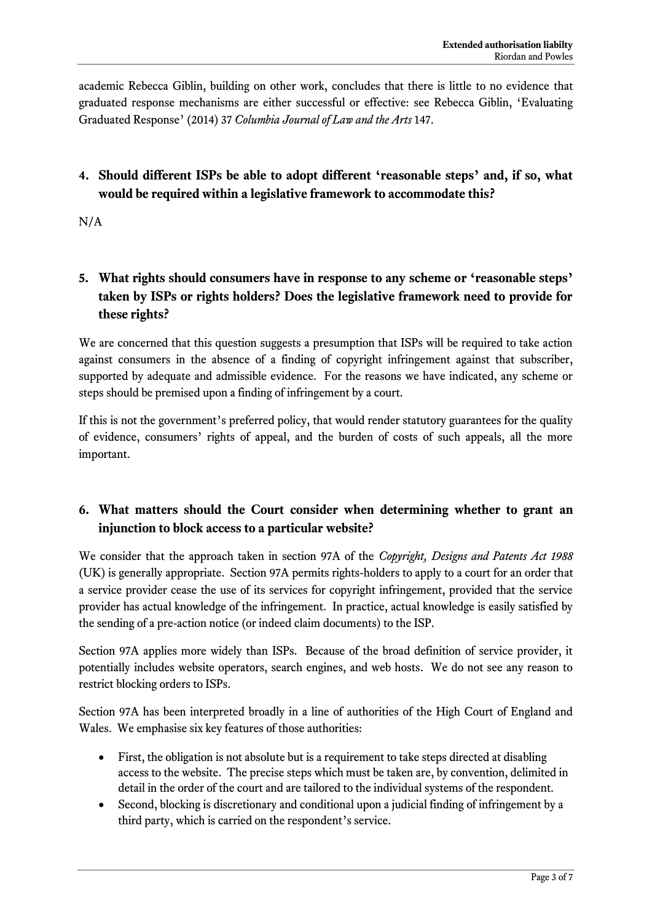academic Rebecca Giblin, building on other work, concludes that there is little to no evidence that graduated response mechanisms are either successful or effective: see Rebecca Giblin, 'Evaluating Graduated Response' (2014) 37 *Columbia Journal of Law and the Arts* 147.

## 4. Should different ISPs be able to adopt different 'reasonable steps' and, if so, what would be required within a legislative framework to accommodate this?

N/A

## 5. What rights should consumers have in response to any scheme or 'reasonable steps' taken by ISPs or rights holders? Does the legislative framework need to provide for these rights?

We are concerned that this question suggests a presumption that ISPs will be required to take action against consumers in the absence of a finding of copyright infringement against that subscriber, supported by adequate and admissible evidence. For the reasons we have indicated, any scheme or steps should be premised upon a finding of infringement by a court.

If this is not the government's preferred policy, that would render statutory guarantees for the quality of evidence, consumers' rights of appeal, and the burden of costs of such appeals, all the more important.

## 6. What matters should the Court consider when determining whether to grant an injunction to block access to a particular website?

We consider that the approach taken in section 97A of the *Copyright, Designs and Patents Act 1988* (UK) is generally appropriate. Section 97A permits rights-holders to apply to a court for an order that a service provider cease the use of its services for copyright infringement, provided that the service provider has actual knowledge of the infringement. In practice, actual knowledge is easily satisfied by the sending of a pre-action notice (or indeed claim documents) to the ISP.

Section 97A applies more widely than ISPs. Because of the broad definition of service provider, it potentially includes website operators, search engines, and web hosts. We do not see any reason to restrict blocking orders to ISPs.

Section 97A has been interpreted broadly in a line of authorities of the High Court of England and Wales. We emphasise six key features of those authorities:

- First, the obligation is not absolute but is a requirement to take steps directed at disabling access to the website. The precise steps which must be taken are, by convention, delimited in detail in the order of the court and are tailored to the individual systems of the respondent.
- Second, blocking is discretionary and conditional upon a judicial finding of infringement by a third party, which is carried on the respondent's service.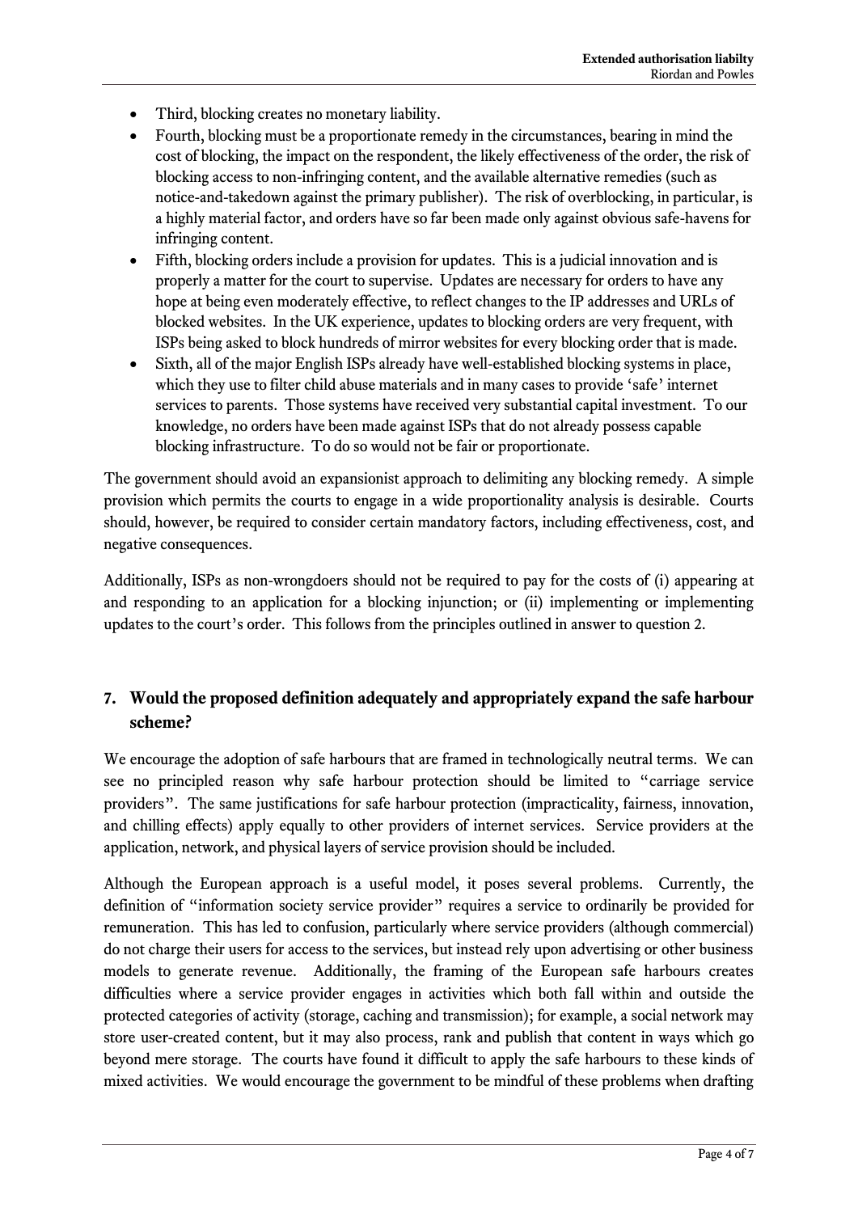- Third, blocking creates no monetary liability.
- Fourth, blocking must be a proportionate remedy in the circumstances, bearing in mind the cost of blocking, the impact on the respondent, the likely effectiveness of the order, the risk of blocking access to non-infringing content, and the available alternative remedies (such as notice-and-takedown against the primary publisher). The risk of overblocking, in particular, is a highly material factor, and orders have so far been made only against obvious safe-havens for infringing content.
- Fifth, blocking orders include a provision for updates. This is a judicial innovation and is properly a matter for the court to supervise. Updates are necessary for orders to have any hope at being even moderately effective, to reflect changes to the IP addresses and URLs of blocked websites. In the UK experience, updates to blocking orders are very frequent, with ISPs being asked to block hundreds of mirror websites for every blocking order that is made.
- Sixth, all of the major English ISPs already have well-established blocking systems in place, which they use to filter child abuse materials and in many cases to provide 'safe' internet services to parents. Those systems have received very substantial capital investment. To our knowledge, no orders have been made against ISPs that do not already possess capable blocking infrastructure. To do so would not be fair or proportionate.

The government should avoid an expansionist approach to delimiting any blocking remedy. A simple provision which permits the courts to engage in a wide proportionality analysis is desirable. Courts should, however, be required to consider certain mandatory factors, including effectiveness, cost, and negative consequences.

Additionally, ISPs as non-wrongdoers should not be required to pay for the costs of (i) appearing at and responding to an application for a blocking injunction; or (ii) implementing or implementing updates to the court's order. This follows from the principles outlined in answer to question 2.

## 7. Would the proposed definition adequately and appropriately expand the safe harbour scheme?

We encourage the adoption of safe harbours that are framed in technologically neutral terms. We can see no principled reason why safe harbour protection should be limited to "carriage service providers". The same justifications for safe harbour protection (impracticality, fairness, innovation, and chilling effects) apply equally to other providers of internet services. Service providers at the application, network, and physical layers of service provision should be included.

Although the European approach is a useful model, it poses several problems. Currently, the definition of "information society service provider" requires a service to ordinarily be provided for remuneration. This has led to confusion, particularly where service providers (although commercial) do not charge their users for access to the services, but instead rely upon advertising or other business models to generate revenue. Additionally, the framing of the European safe harbours creates difficulties where a service provider engages in activities which both fall within and outside the protected categories of activity (storage, caching and transmission); for example, a social network may store user-created content, but it may also process, rank and publish that content in ways which go beyond mere storage. The courts have found it difficult to apply the safe harbours to these kinds of mixed activities. We would encourage the government to be mindful of these problems when drafting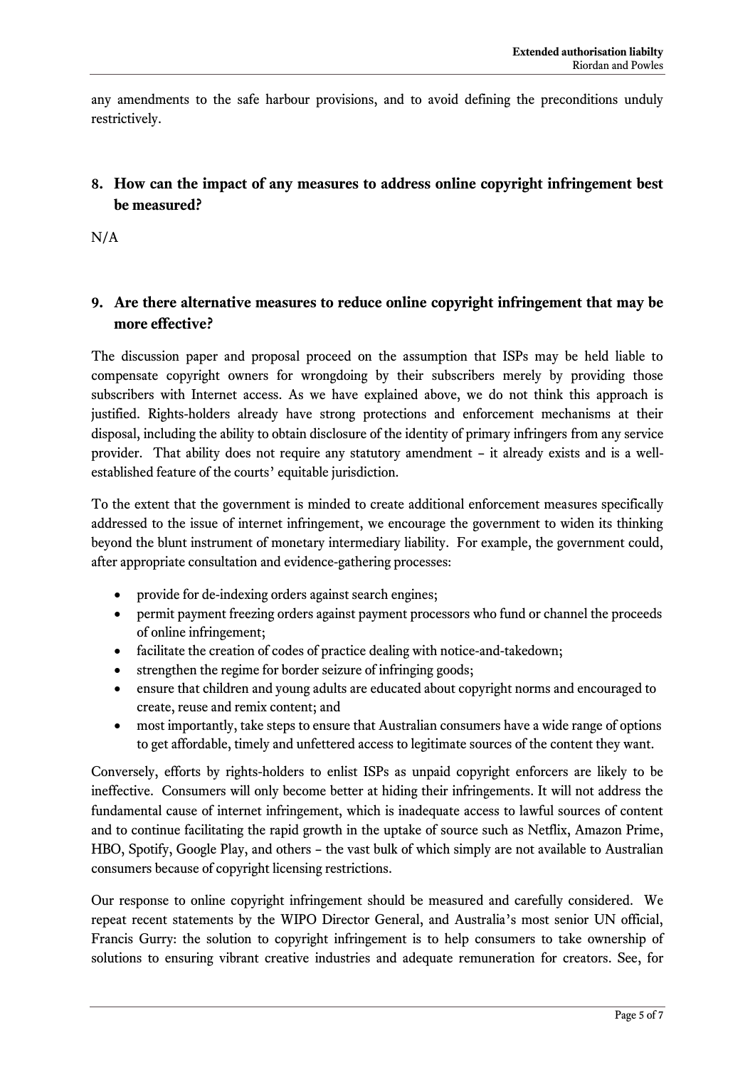any amendments to the safe harbour provisions, and to avoid defining the preconditions unduly restrictively.

## 8. How can the impact of any measures to address online copyright infringement best be measured?

N/A

## 9. Are there alternative measures to reduce online copyright infringement that may be more effective?

The discussion paper and proposal proceed on the assumption that ISPs may be held liable to compensate copyright owners for wrongdoing by their subscribers merely by providing those subscribers with Internet access. As we have explained above, we do not think this approach is justified. Rights-holders already have strong protections and enforcement mechanisms at their disposal, including the ability to obtain disclosure of the identity of primary infringers from any service provider. That ability does not require any statutory amendment – it already exists and is a well-established feature of the courts' equitable jurisdiction.

To the extent that the government is minded to create additional enforcement measures specifically addressed to the issue of internet infringement, we encourage the government to widen its thinking beyond the blunt instrument of monetary intermediary liability. For example, the government could, after appropriate consultation and evidence-gathering processes:

- provide for de-indexing orders against search engines;
- permit payment freezing orders against payment processors who fund or channel the proceeds of online infringement;
- facilitate the creation of codes of practice dealing with notice-and-takedown;
- strengthen the regime for border seizure of infringing goods;
- ensure that children and young adults are educated about copyright norms and encouraged to create, reuse and remix content; and
- most importantly, take steps to ensure that Australian consumers have a wide range of options to get affordable, timely and unfettered access to legitimate sources of the content they want.

Conversely, efforts by rights-holders to enlist ISPs as unpaid copyright enforcers are likely to be ineffective. Consumers will only become better at hiding their infringements. It will not address the fundamental cause of internet infringement, which is inadequate access to lawful sources of content and to continue facilitating the rapid growth in the uptake of source such as Netflix, Amazon Prime, HBO, Spotify, Google Play, and others – the vast bulk of which simply are not available to Australian consumers because of copyright licensing restrictions.

Our response to online copyright infringement should be measured and carefully considered. We repeat recent statements by the WIPO Director General, and Australia's most senior UN official, Francis Gurry: the solution to copyright infringement is to help consumers to take ownership of solutions to ensuring vibrant creative industries and adequate remuneration for creators. See, for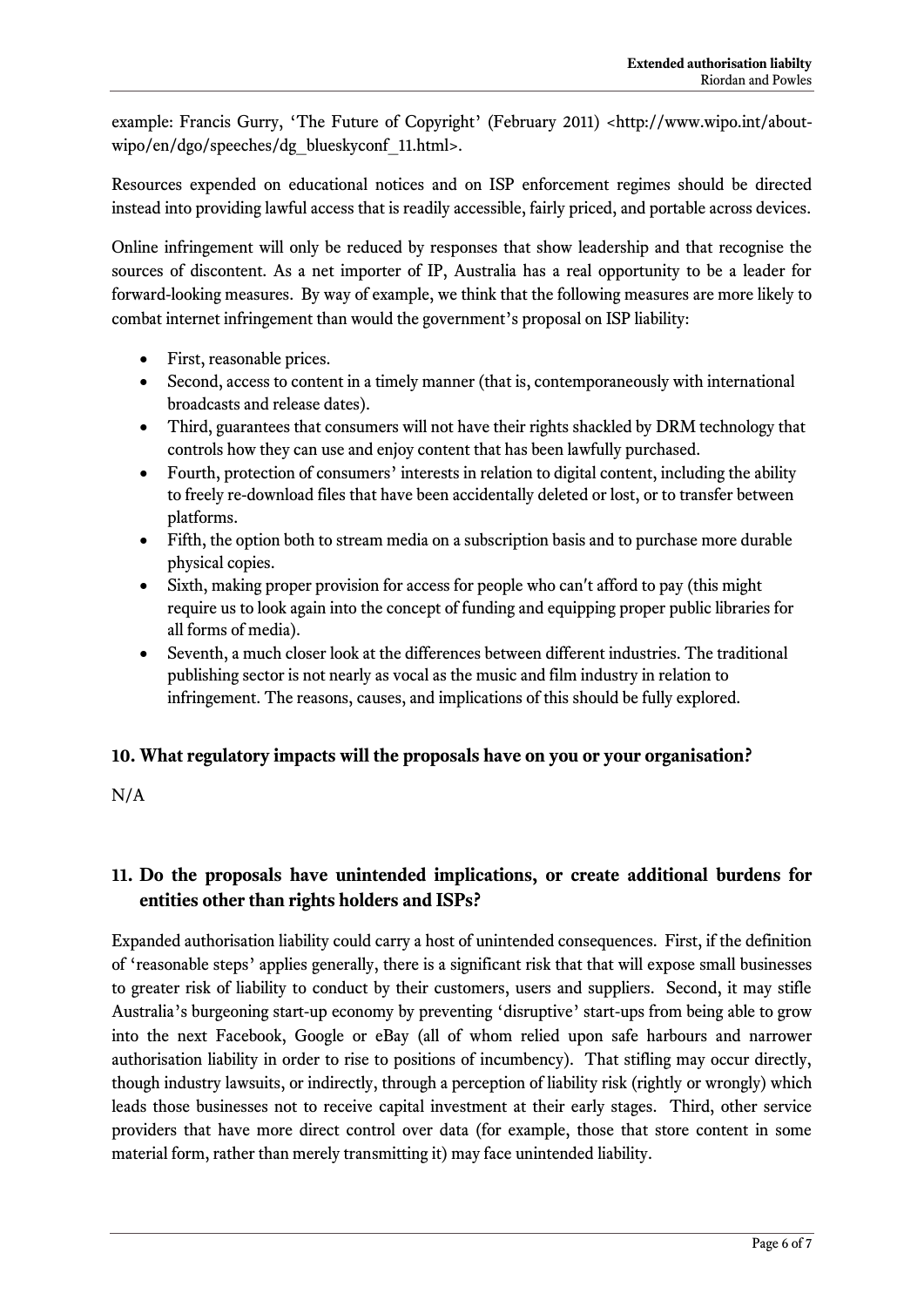example: Francis Gurry, 'The Future of Copyright' (February 2011) <http://www.wipo.int/about-wipo/en/dgo/speeches/dg_blueskyconf_11.html>.

Resources expended on educational notices and on ISP enforcement regimes should be directed instead into providing lawful access that is readily accessible, fairly priced, and portable across devices.

Online infringement will only be reduced by responses that show leadership and that recognise the sources of discontent. As a net importer of IP, Australia has a real opportunity to be a leader for forward-looking measures. By way of example, we think that the following measures are more likely to combat internet infringement than would the government's proposal on ISP liability:

- First, reasonable prices.
- Second, access to content in a timely manner (that is, contemporaneously with international broadcasts and release dates).
- Third, guarantees that consumers will not have their rights shackled by DRM technology that controls how they can use and enjoy content that has been lawfully purchased.
- Fourth, protection of consumers' interests in relation to digital content, including the ability to freely re-download files that have been accidentally deleted or lost, or to transfer between platforms.
- Fifth, the option both to stream media on a subscription basis and to purchase more durable physical copies.
- Sixth, making proper provision for access for people who can't afford to pay (this might require us to look again into the concept of funding and equipping proper public libraries for all forms of media).
- Seventh, a much closer look at the differences between different industries. The traditional publishing sector is not nearly as vocal as the music and film industry in relation to infringement. The reasons, causes, and implications of this should be fully explored.

## 10. What regulatory impacts will the proposals have on you or your organisation?

N/A

## 11. Do the proposals have unintended implications, or create additional burdens for entities other than rights holders and ISPs?

Expanded authorisation liability could carry a host of unintended consequences. First, if the definition of 'reasonable steps' applies generally, there is a significant risk that that will expose small businesses to greater risk of liability to conduct by their customers, users and suppliers. Second, it may stifle Australia's burgeoning start-up economy by preventing 'disruptive' start-ups from being able to grow into the next Facebook, Google or eBay (all of whom relied upon safe harbours and narrower authorisation liability in order to rise to positions of incumbency). That stifling may occur directly, though industry lawsuits, or indirectly, through a perception of liability risk (rightly or wrongly) which leads those businesses not to receive capital investment at their early stages. Third, other service providers that have more direct control over data (for example, those that store content in some material form, rather than merely transmitting it) may face unintended liability.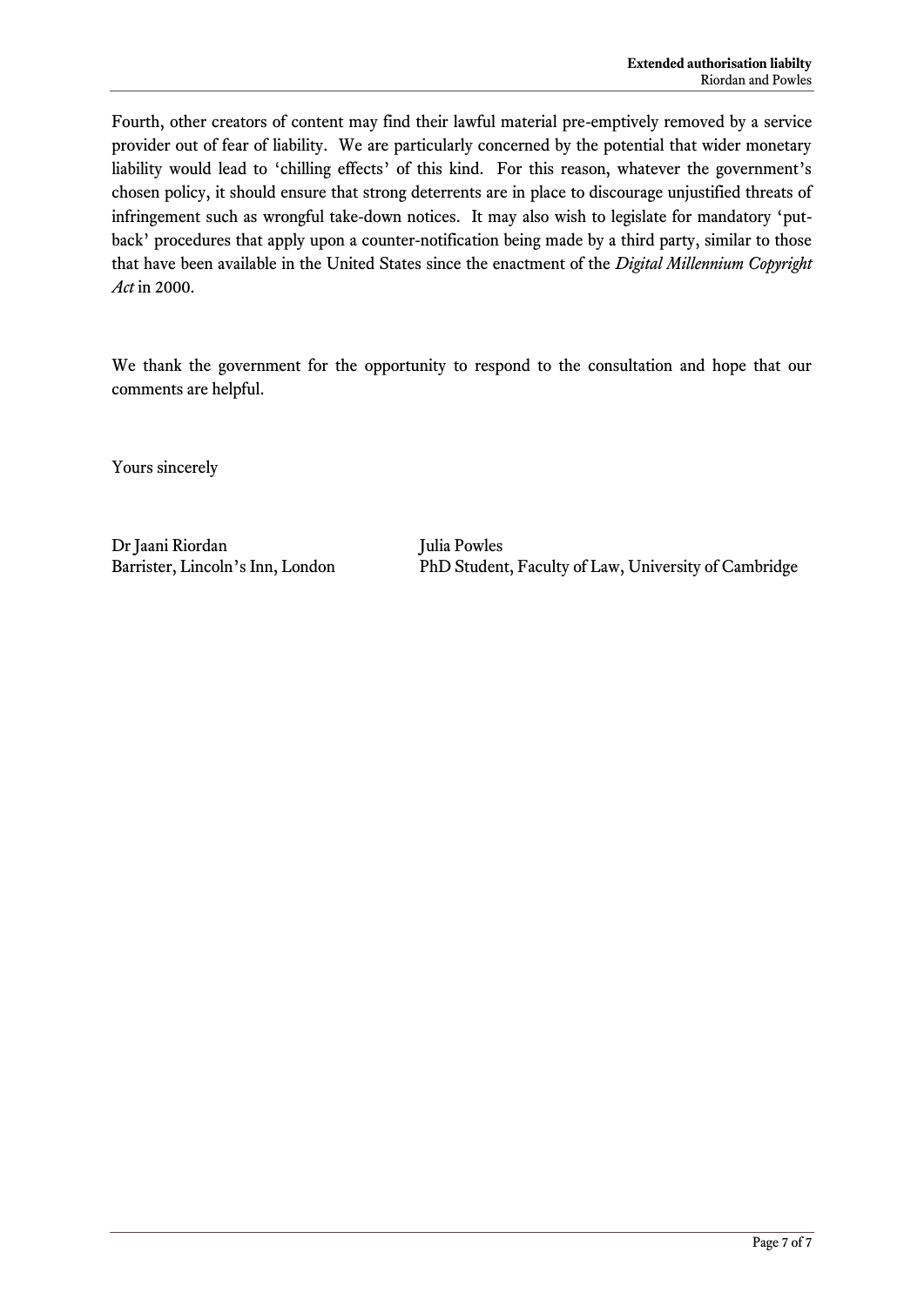Fourth, other creators of content may find their lawful material pre-emptively removed by a service provider out of fear of liability. We are particularly concerned by the potential that wider monetary liability would lead to 'chilling effects' of this kind. For this reason, whatever the government's chosen policy, it should ensure that strong deterrents are in place to discourage unjustified threats of infringement such as wrongful take-down notices. It may also wish to legislate for mandatory 'put-back' procedures that apply upon a counter-notification being made by a third party, similar to those that have been available in the United States since the enactment of the *Digital Millennium Copyright Act* in 2000.

We thank the government for the opportunity to respond to the consultation and hope that our comments are helpful.

Yours sincerely

Dr Jaani Riordan
Barrister, Lincoln's Inn, London

Julia Powles
PhD Student, Faculty of Law, University of Cambridge